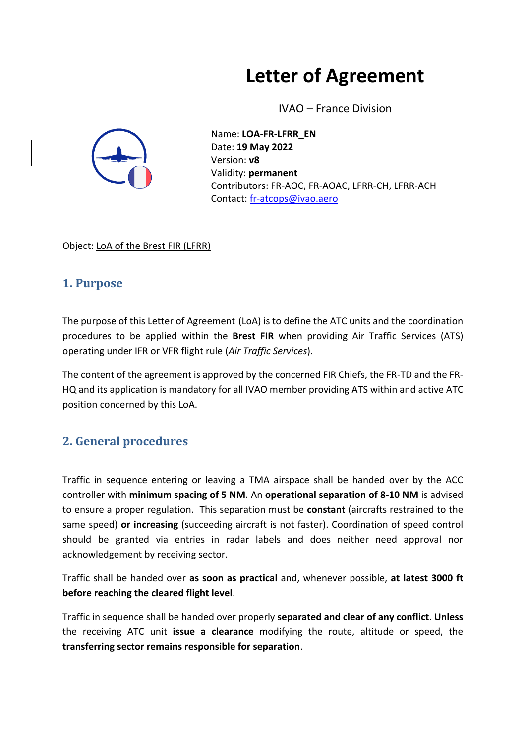# Letter of Agreement

IVAO – France Division

Name: **LOA-FR-LFRR_EN**
Date: **19 May 2022**
Version: **v8**
Validity: **permanent**
Contributors: FR-AOC, FR-AOAC, LFRR-CH, LFRR-ACH
Contact: fr-atcops@ivao.aero

Object: LoA of the Brest FIR (LFRR)

## 1. Purpose

The purpose of this Letter of Agreement (LoA) is to define the ATC units and the coordination procedures to be applied within the **Brest FIR** when providing Air Traffic Services (ATS) operating under IFR or VFR flight rule (*Air Traffic Services*).

The content of the agreement is approved by the concerned FIR Chiefs, the FR-TD and the FR-HQ and its application is mandatory for all IVAO member providing ATS within and active ATC position concerned by this LoA.

## 2. General procedures

Traffic in sequence entering or leaving a TMA airspace shall be handed over by the ACC controller with **minimum spacing of 5 NM**. An **operational separation of 8-10 NM** is advised to ensure a proper regulation. This separation must be **constant** (aircrafts restrained to the same speed) **or increasing** (succeeding aircraft is not faster). Coordination of speed control should be granted via entries in radar labels and does neither need approval nor acknowledgement by receiving sector.

Traffic shall be handed over **as soon as practical** and, whenever possible, **at latest 3000 ft before reaching the cleared flight level**.

Traffic in sequence shall be handed over properly **separated and clear of any conflict**. **Unless** the receiving ATC unit **issue a clearance** modifying the route, altitude or speed, the **transferring sector remains responsible for separation**.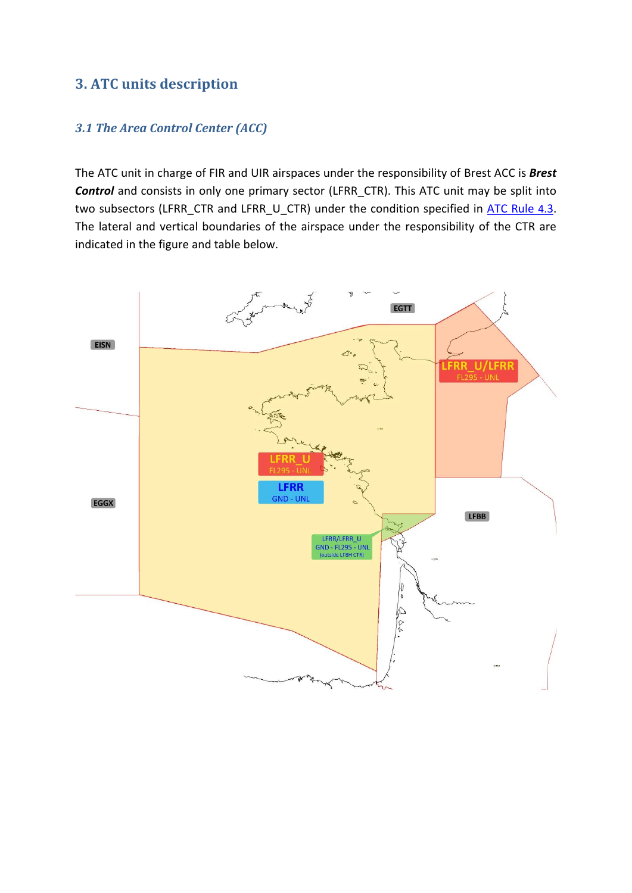## 3. ATC units description

### *3.1 The Area Control Center (ACC)*

The ATC unit in charge of FIR and UIR airspaces under the responsibility of Brest ACC is ***Brest Control*** and consists in only one primary sector (LFRR_CTR). This ATC unit may be split into two subsectors (LFRR_CTR and LFRR_U_CTR) under the condition specified in ATC Rule 4.3. The lateral and vertical boundaries of the airspace under the responsibility of the CTR are indicated in the figure and table below.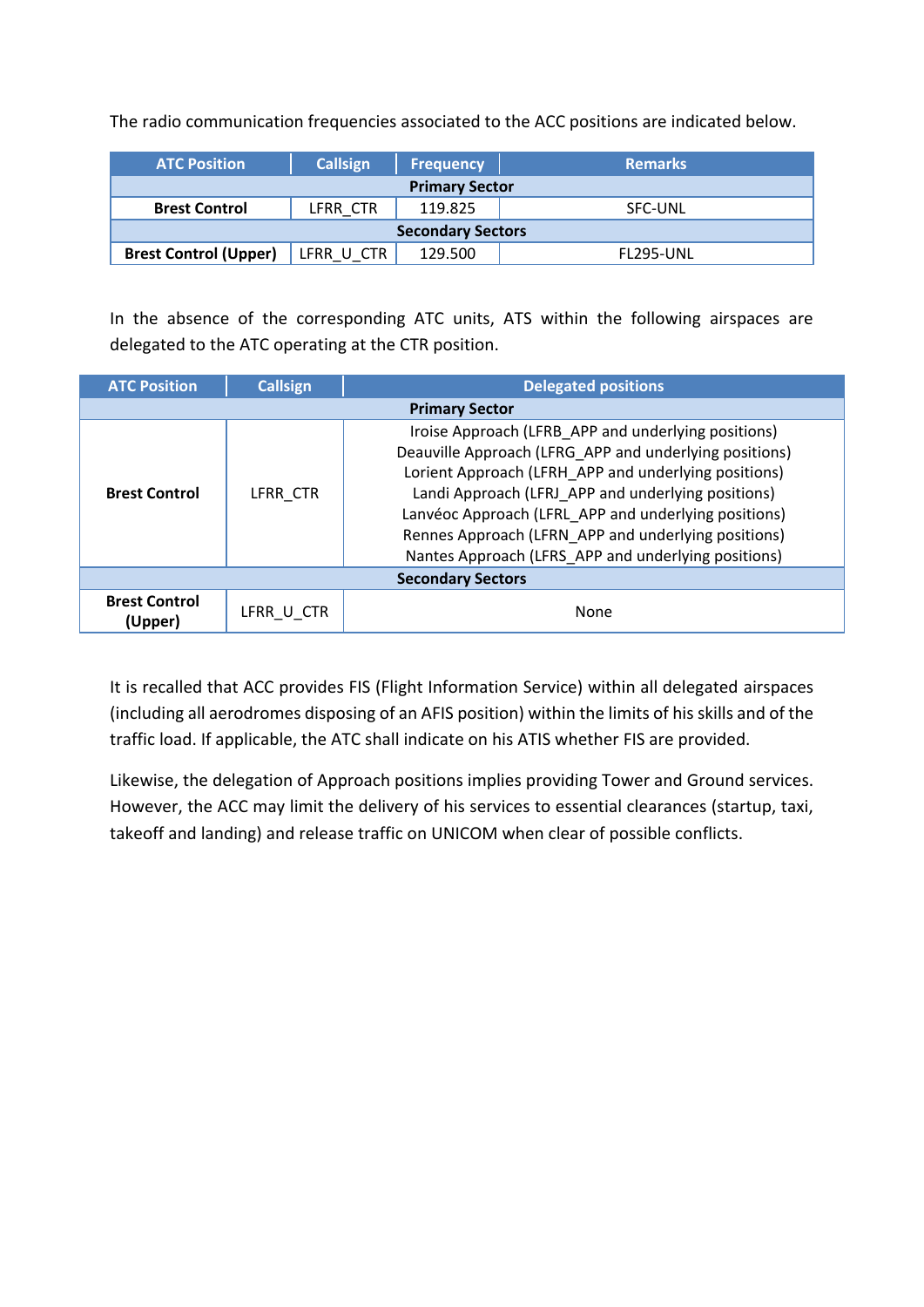The radio communication frequencies associated to the ACC positions are indicated below.

| ATC Position | Callsign | Frequency | Remarks |
|---|---|---|---|
| **Primary Sector** | | | |
| **Brest Control** | LFRR_CTR | 119.825 | SFC-UNL |
| **Secondary Sectors** | | | |
| **Brest Control (Upper)** | LFRR_U_CTR | 129.500 | FL295-UNL |

In the absence of the corresponding ATC units, ATS within the following airspaces are delegated to the ATC operating at the CTR position.

| ATC Position | Callsign | Delegated positions |
|---|---|---|
| **Primary Sector** | | |
| **Brest Control** | LFRR_CTR | Iroise Approach (LFRB_APP and underlying positions)<br>Deauville Approach (LFRG_APP and underlying positions)<br>Lorient Approach (LFRH_APP and underlying positions)<br>Landi Approach (LFRJ_APP and underlying positions)<br>Lanvéoc Approach (LFRL_APP and underlying positions)<br>Rennes Approach (LFRN_APP and underlying positions)<br>Nantes Approach (LFRS_APP and underlying positions) |
| **Secondary Sectors** | | |
| **Brest Control (Upper)** | LFRR_U_CTR | None |

It is recalled that ACC provides FIS (Flight Information Service) within all delegated airspaces (including all aerodromes disposing of an AFIS position) within the limits of his skills and of the traffic load. If applicable, the ATC shall indicate on his ATIS whether FIS are provided.

Likewise, the delegation of Approach positions implies providing Tower and Ground services. However, the ACC may limit the delivery of his services to essential clearances (startup, taxi, takeoff and landing) and release traffic on UNICOM when clear of possible conflicts.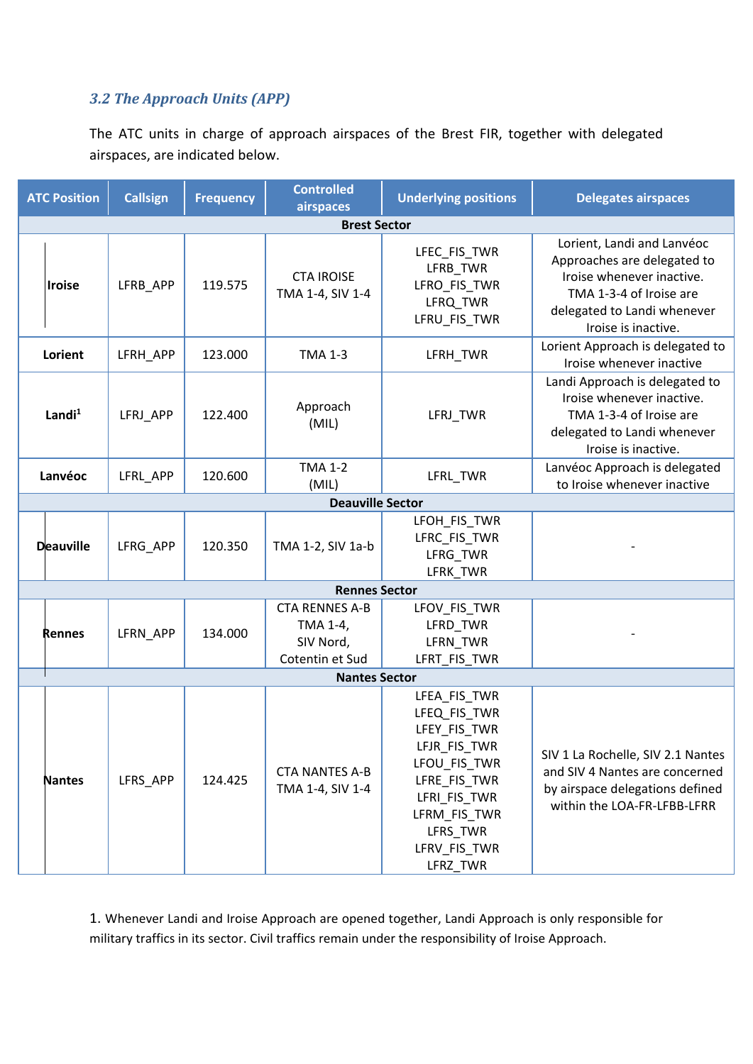### *3.2 The Approach Units (APP)*

The ATC units in charge of approach airspaces of the Brest FIR, together with delegated airspaces, are indicated below.

| ATC Position | Callsign | Frequency | Controlled airspaces | Underlying positions | Delegates airspaces |
|---|---|---|---|---|---|
| **Brest Sector** | | | | | |
| **Iroise** | LFRB_APP | 119.575 | CTA IROISE TMA 1-4, SIV 1-4 | LFEC_FIS_TWR LFRB_TWR LFRO_FIS_TWR LFRQ_TWR LFRU_FIS_TWR | Lorient, Landi and Lanvéoc Approaches are delegated to Iroise whenever inactive. TMA 1-3-4 of Iroise are delegated to Landi whenever Iroise is inactive. |
| **Lorient** | LFRH_APP | 123.000 | TMA 1-3 | LFRH_TWR | Lorient Approach is delegated to Iroise whenever inactive |
| **Landi**[1] | LFRJ_APP | 122.400 | Approach (MIL) | LFRJ_TWR | Landi Approach is delegated to Iroise whenever inactive. TMA 1-3-4 of Iroise are delegated to Landi whenever Iroise is inactive. |
| **Lanvéoc** | LFRL_APP | 120.600 | TMA 1-2 (MIL) | LFRL_TWR | Lanvéoc Approach is delegated to Iroise whenever inactive |
| **Deauville Sector** | | | | | |
| **Deauville** | LFRG_APP | 120.350 | TMA 1-2, SIV 1a-b | LFOH_FIS_TWR LFRC_FIS_TWR LFRG_TWR LFRK_TWR | - |
| **Rennes Sector** | | | | | |
| **Rennes** | LFRN_APP | 134.000 | CTA RENNES A-B TMA 1-4, SIV Nord, Cotentin et Sud | LFOV_FIS_TWR LFRD_TWR LFRN_TWR LFRT_FIS_TWR | - |
| **Nantes Sector** | | | | | |
| **Nantes** | LFRS_APP | 124.425 | CTA NANTES A-B TMA 1-4, SIV 1-4 | LFEA_FIS_TWR LFEQ_FIS_TWR LFEY_FIS_TWR LFJR_FIS_TWR LFOU_FIS_TWR LFRE_FIS_TWR LFRI_FIS_TWR LFRM_FIS_TWR LFRS_TWR LFRV_FIS_TWR LFRZ_TWR | SIV 1 La Rochelle, SIV 2.1 Nantes and SIV 4 Nantes are concerned by airspace delegations defined within the LOA-FR-LFBB-LFRR |

1. Whenever Landi and Iroise Approach are opened together, Landi Approach is only responsible for military traffics in its sector. Civil traffics remain under the responsibility of Iroise Approach.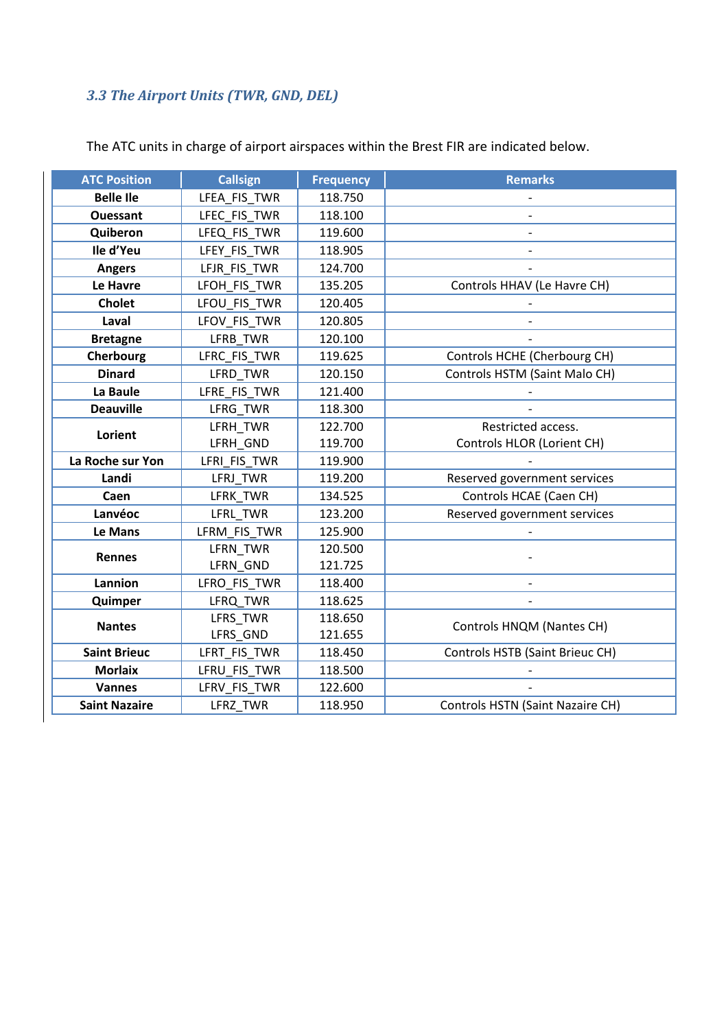### *3.3 The Airport Units (TWR, GND, DEL)*

The ATC units in charge of airport airspaces within the Brest FIR are indicated below.

| ATC Position | Callsign | Frequency | Remarks |
|---|---|---|---|
| **Belle Ile** | LFEA_FIS_TWR | 118.750 | - |
| **Ouessant** | LFEC_FIS_TWR | 118.100 | - |
| **Quiberon** | LFEQ_FIS_TWR | 119.600 | - |
| **Ile d'Yeu** | LFEY_FIS_TWR | 118.905 | - |
| **Angers** | LFJR_FIS_TWR | 124.700 | - |
| **Le Havre** | LFOH_FIS_TWR | 135.205 | Controls HHAV (Le Havre CH) |
| **Cholet** | LFOU_FIS_TWR | 120.405 | - |
| **Laval** | LFOV_FIS_TWR | 120.805 | - |
| **Bretagne** | LFRB_TWR | 120.100 | - |
| **Cherbourg** | LFRC_FIS_TWR | 119.625 | Controls HCHE (Cherbourg CH) |
| **Dinard** | LFRD_TWR | 120.150 | Controls HSTM (Saint Malo CH) |
| **La Baule** | LFRE_FIS_TWR | 121.400 | - |
| **Deauville** | LFRG_TWR | 118.300 | - |
| **Lorient** | LFRH_TWR<br>LFRH_GND | 122.700<br>119.700 | Restricted access.<br>Controls HLOR (Lorient CH) |
| **La Roche sur Yon** | LFRI_FIS_TWR | 119.900 | - |
| **Landi** | LFRJ_TWR | 119.200 | Reserved government services |
| **Caen** | LFRK_TWR | 134.525 | Controls HCAE (Caen CH) |
| **Lanvéoc** | LFRL_TWR | 123.200 | Reserved government services |
| **Le Mans** | LFRM_FIS_TWR | 125.900 | - |
| **Rennes** | LFRN_TWR<br>LFRN_GND | 120.500<br>121.725 | - |
| **Lannion** | LFRO_FIS_TWR | 118.400 | - |
| **Quimper** | LFRQ_TWR | 118.625 | - |
| **Nantes** | LFRS_TWR<br>LFRS_GND | 118.650<br>121.655 | Controls HNQM (Nantes CH) |
| **Saint Brieuc** | LFRT_FIS_TWR | 118.450 | Controls HSTB (Saint Brieuc CH) |
| **Morlaix** | LFRU_FIS_TWR | 118.500 | - |
| **Vannes** | LFRV_FIS_TWR | 122.600 | - |
| **Saint Nazaire** | LFRZ_TWR | 118.950 | Controls HSTN (Saint Nazaire CH) |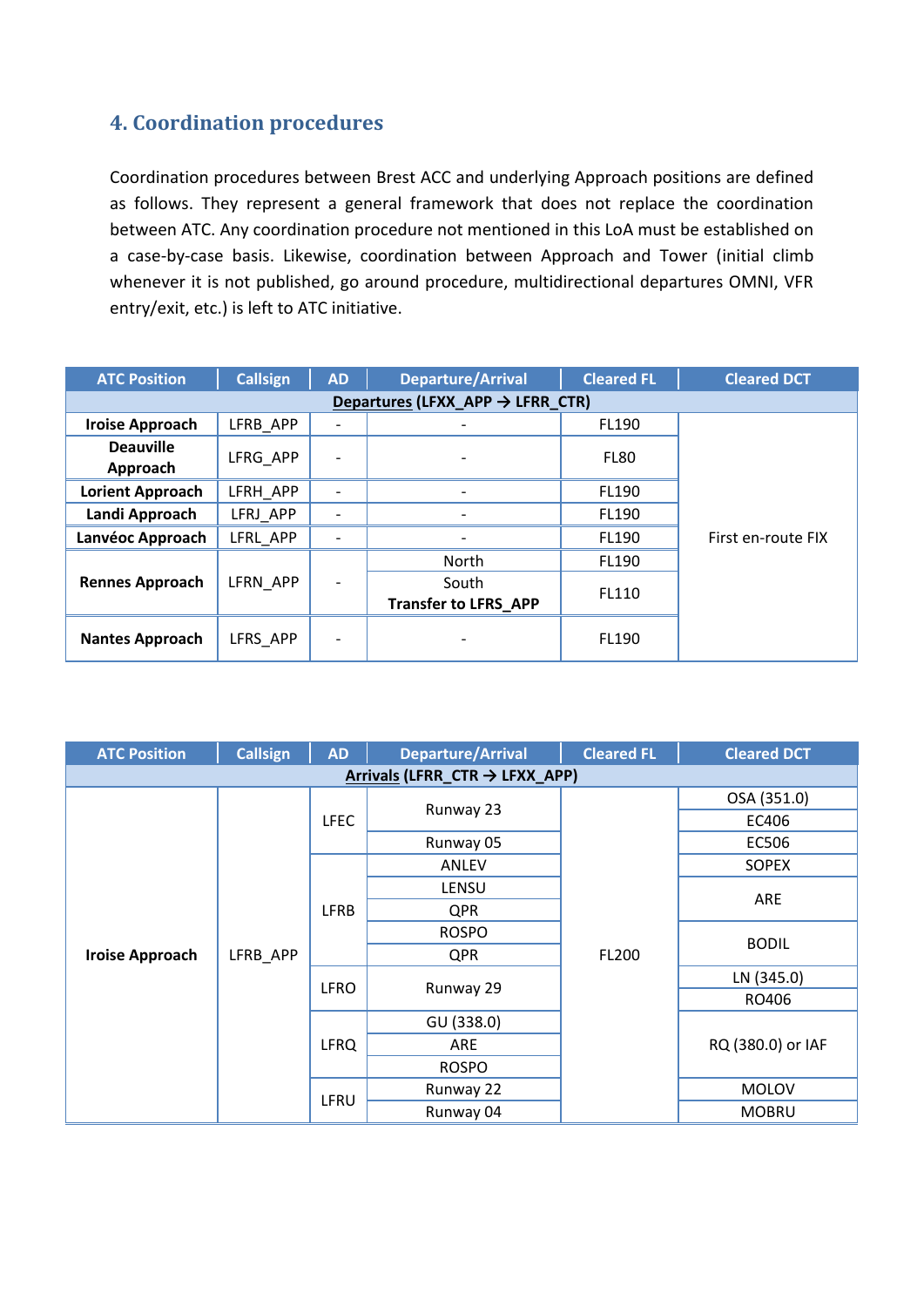## 4. Coordination procedures

Coordination procedures between Brest ACC and underlying Approach positions are defined as follows. They represent a general framework that does not replace the coordination between ATC. Any coordination procedure not mentioned in this LoA must be established on a case-by-case basis. Likewise, coordination between Approach and Tower (initial climb whenever it is not published, go around procedure, multidirectional departures OMNI, VFR entry/exit, etc.) is left to ATC initiative.

| ATC Position | Callsign | AD | Departure/Arrival | Cleared FL | Cleared DCT |
|---|---|---|---|---|---|
| **Departures (LFXX_APP → LFRR_CTR)** | | | | | |
| **Iroise Approach** | LFRB_APP | - | - | FL190 | First en-route FIX |
| **Deauville Approach** | LFRG_APP | - | - | FL80 | |
| **Lorient Approach** | LFRH_APP | - | - | FL190 | |
| **Landi Approach** | LFRJ_APP | - | - | FL190 | |
| **Lanvéoc Approach** | LFRL_APP | - | - | FL190 | |
| **Rennes Approach** | LFRN_APP | - | North | FL190 | |
| | | | South **Transfer to LFRS_APP** | FL110 | |
| **Nantes Approach** | LFRS_APP | - | - | FL190 | |

| ATC Position | Callsign | AD | Departure/Arrival | Cleared FL | Cleared DCT |
|---|---|---|---|---|---|
| **Arrivals (LFRR_CTR → LFXX_APP)** | | | | | |
| **Iroise Approach** | LFRB_APP | LFEC | Runway 23 | FL200 | OSA (351.0) |
| | | | | | EC406 |
| | | | Runway 05 | | EC506 |
| | | LFRB | ANLEV | | SOPEX |
| | | | LENSU | | ARE |
| | | | QPR | | |
| | | | ROSPO | | BODIL |
| | | | QPR | | |
| | | LFRO | Runway 29 | | LN (345.0) |
| | | | | | RO406 |
| | | LFRQ | GU (338.0) | | RQ (380.0) or IAF |
| | | | ARE | | |
| | | | ROSPO | | |
| | | LFRU | Runway 22 | | MOLOV |
| | | | Runway 04 | | MOBRU |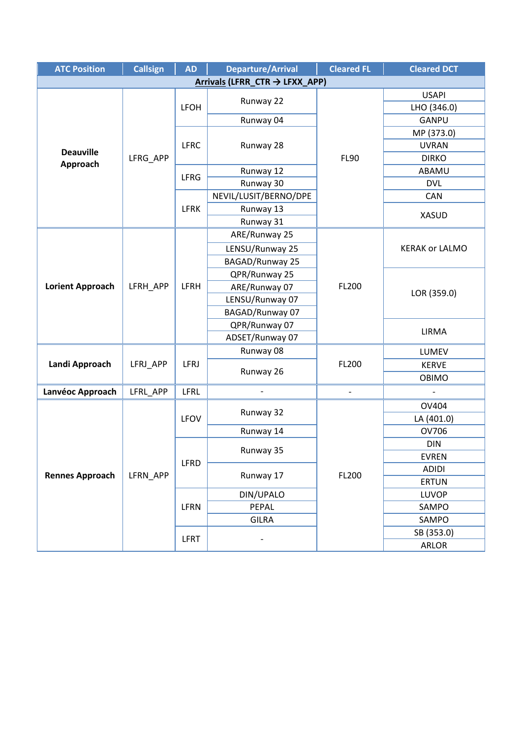| ATC Position | Callsign | AD | Departure/Arrival | Cleared FL | Cleared DCT |
|---|---|---|---|---|---|
| **Arrivals (LFRR_CTR → LFXX_APP)** | | | | | |
| **Deauville Approach** | LFRG_APP | LFOH | Runway 22 | FL90 | USAPI |
| | | | | | LHO (346.0) |
| | | | Runway 04 | | GANPU |
| | | LFRC | Runway 28 | | MP (373.0) |
| | | | | | UVRAN |
| | | | | | DIRKO |
| | | LFRG | Runway 12 | | ABAMU |
| | | | Runway 30 | | DVL |
| | | LFRK | NEVIL/LUSIT/BERNO/DPE | | CAN |
| | | | Runway 13 | | XASUD |
| | | | Runway 31 | | |
| **Lorient Approach** | LFRH_APP | LFRH | ARE/Runway 25 | FL200 | KERAK or LALMO |
| | | | LENSU/Runway 25 | | |
| | | | BAGAD/Runway 25 | | |
| | | | QPR/Runway 25 | | LOR (359.0) |
| | | | ARE/Runway 07 | | |
| | | | LENSU/Runway 07 | | |
| | | | BAGAD/Runway 07 | | |
| | | | QPR/Runway 07 | | LIRMA |
| | | | ADSET/Runway 07 | | |
| **Landi Approach** | LFRJ_APP | LFRJ | Runway 08 | FL200 | LUMEV |
| | | | Runway 26 | | KERVE |
| | | | | | OBIMO |
| **Lanvéoc Approach** | LFRL_APP | LFRL | - | - | - |
| **Rennes Approach** | LFRN_APP | LFOV | Runway 32 | FL200 | OV404 |
| | | | | | LA (401.0) |
| | | | Runway 14 | | OV706 |
| | | LFRD | Runway 35 | | DIN |
| | | | | | EVREN |
| | | | Runway 17 | | ADIDI |
| | | | | | ERTUN |
| | | LFRN | DIN/UPALO | | LUVOP |
| | | | PEPAL | | SAMPO |
| | | | GILRA | | SAMPO |
| | | LFRT | - | | SB (353.0) |
| | | | | | ARLOR |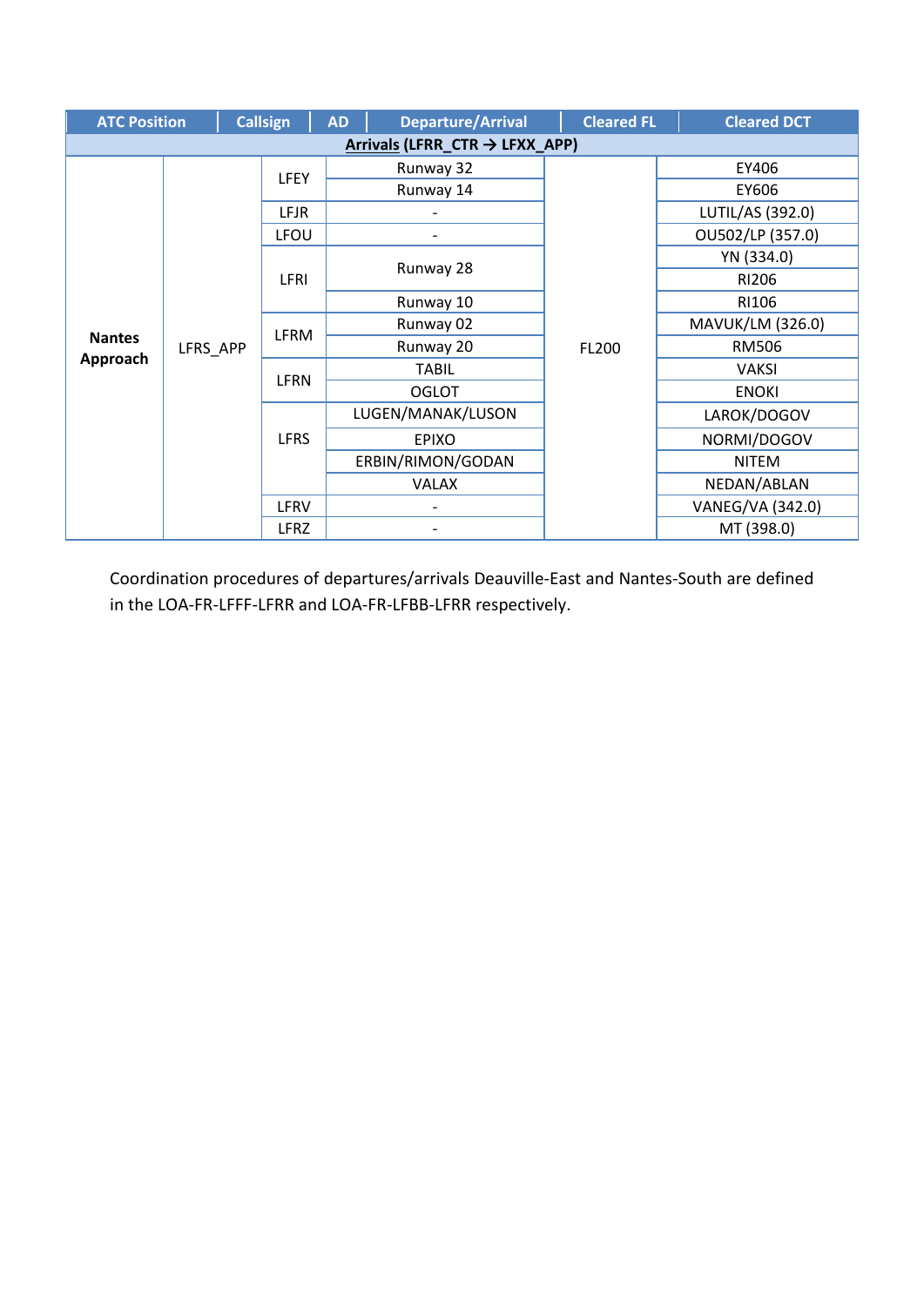| ATC Position | Callsign | AD | Departure/Arrival | Cleared FL | Cleared DCT |
|---|---|---|---|---|---|
| **Arrivals (LFRR_CTR → LFXX_APP)** | | | | | |
| **Nantes Approach** | LFRS_APP | LFEY | Runway 32 | FL200 | EY406 |
| | | | Runway 14 | | EY606 |
| | | LFJR | - | | LUTIL/AS (392.0) |
| | | LFOU | - | | OU502/LP (357.0) |
| | | LFRI | Runway 28 | | YN (334.0) |
| | | | | | RI206 |
| | | | Runway 10 | | RI106 |
| | | LFRM | Runway 02 | | MAVUK/LM (326.0) |
| | | | Runway 20 | | RM506 |
| | | LFRN | TABIL | | VAKSI |
| | | | OGLOT | | ENOKI |
| | | LFRS | LUGEN/MANAK/LUSON | | LAROK/DOGOV |
| | | | EPIXO | | NORMI/DOGOV |
| | | | ERBIN/RIMON/GODAN | | NITEM |
| | | | VALAX | | NEDAN/ABLAN |
| | | LFRV | - | | VANEG/VA (342.0) |
| | | LFRZ | - | | MT (398.0) |

Coordination procedures of departures/arrivals Deauville-East and Nantes-South are defined in the LOA-FR-LFFF-LFRR and LOA-FR-LFBB-LFRR respectively.